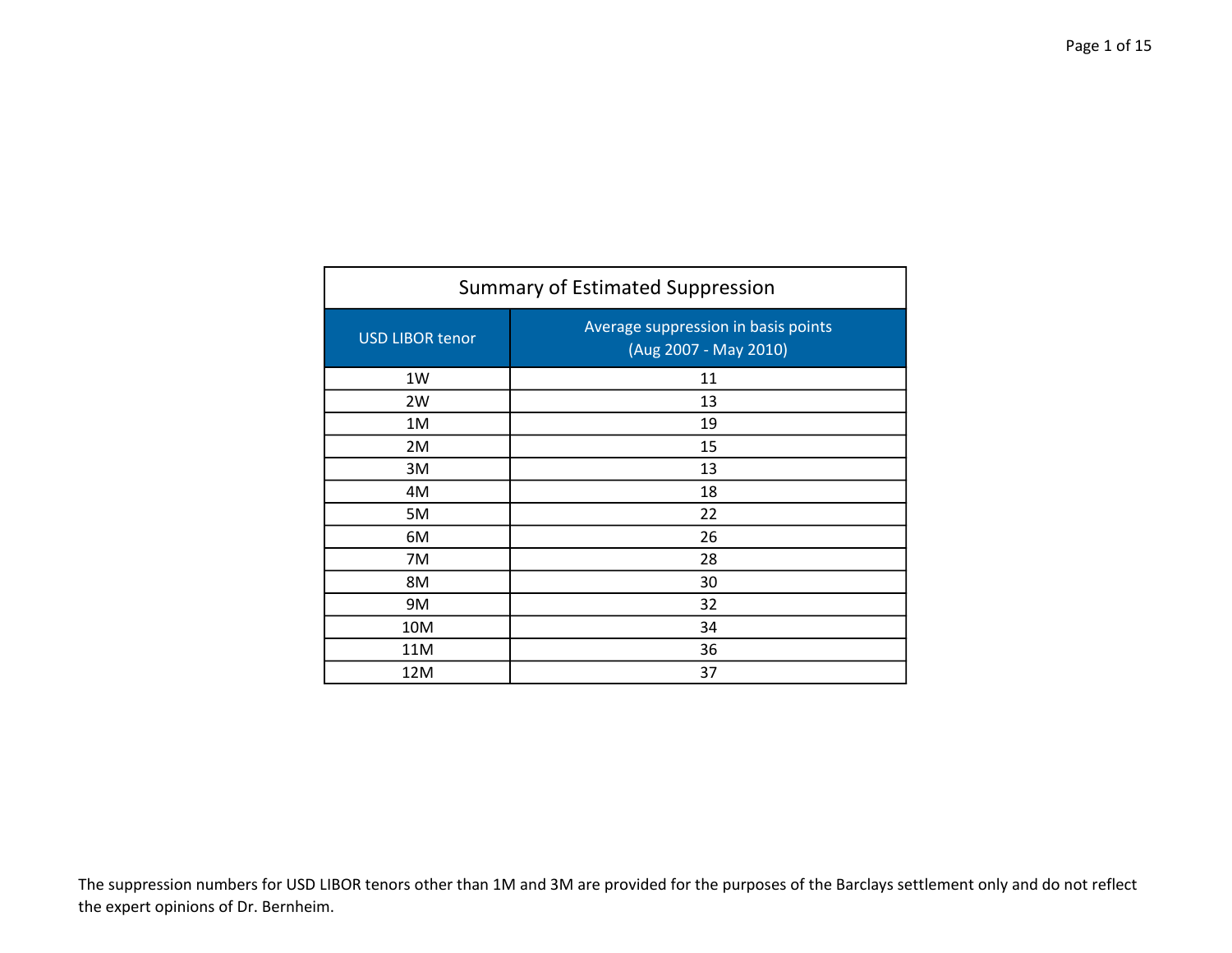| Summary of Estimated Suppression | |
|---|---|
| USD LIBOR tenor | Average suppression in basis points (Aug 2007 - May 2010) |
| 1W | 11 |
| 2W | 13 |
| 1M | 19 |
| 2M | 15 |
| 3M | 13 |
| 4M | 18 |
| 5M | 22 |
| 6M | 26 |
| 7M | 28 |
| 8M | 30 |
| 9M | 32 |
| 10M | 34 |
| 11M | 36 |
| 12M | 37 |

The suppression numbers for USD LIBOR tenors other than 1M and 3M are provided for the purposes of the Barclays settlement only and do not reflect the expert opinions of Dr. Bernheim.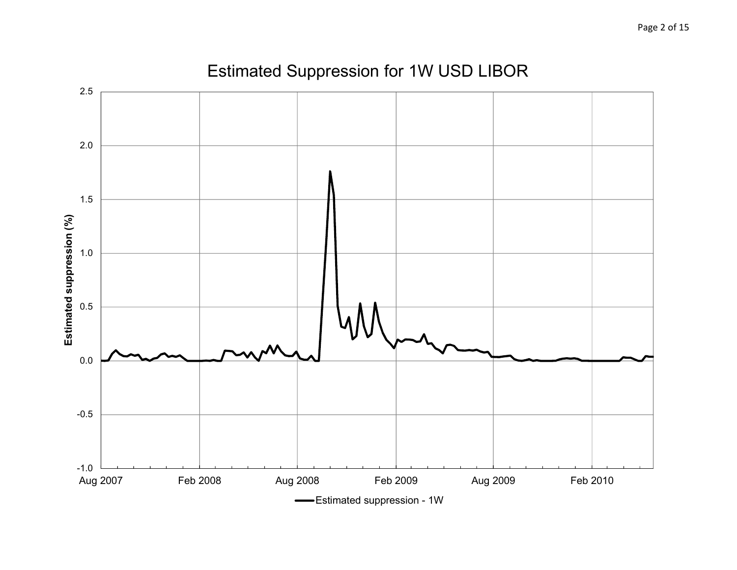## Estimated Suppression for 1W USD LIBOR

Estimated suppression (%)

2.5
2.0
1.5
1.0
0.5
0.0
-0.5
-1.0

Aug 2007 | Feb 2008 | Aug 2008 | Feb 2009 | Aug 2009 | Feb 2010

Estimated suppression - 1W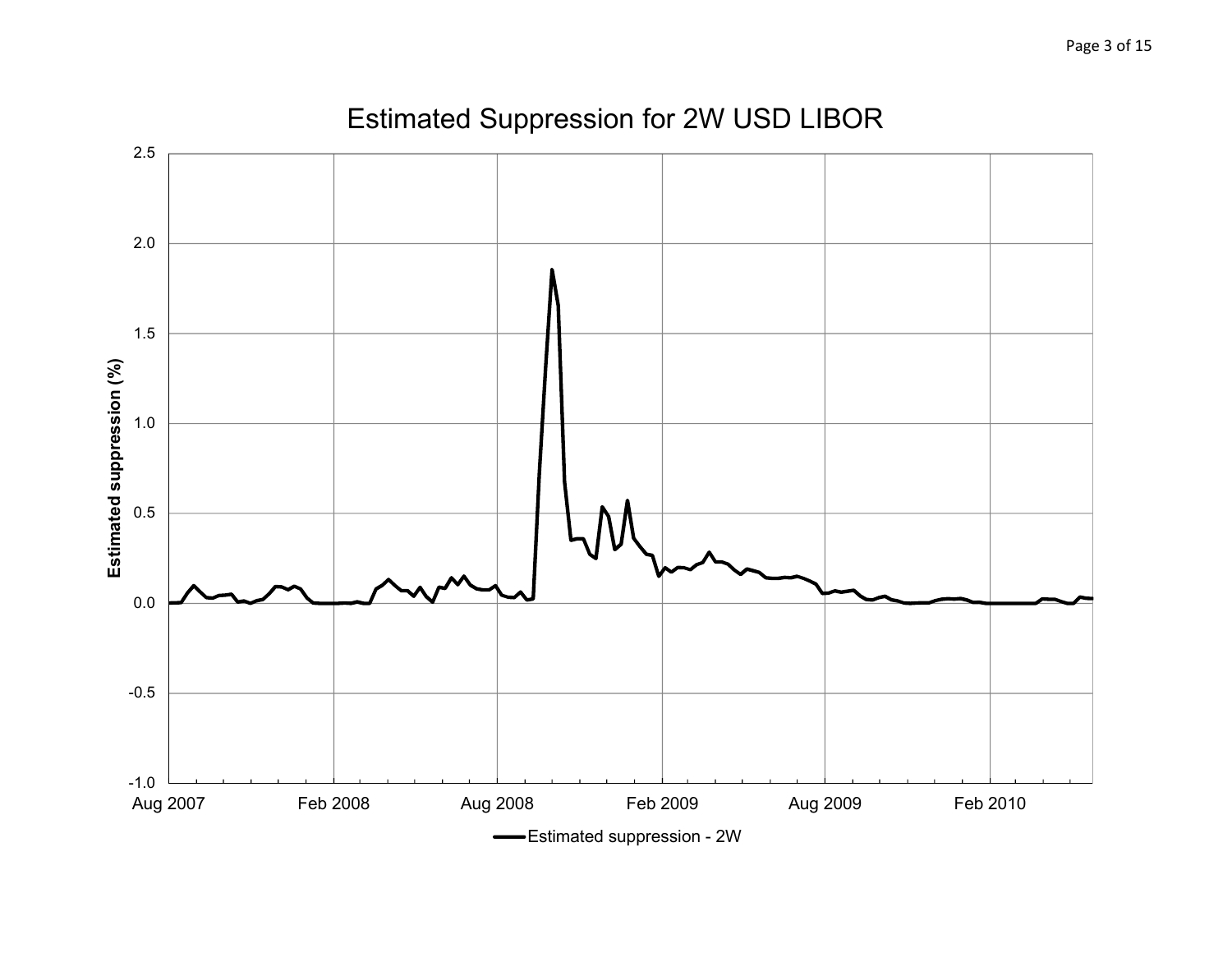## Estimated Suppression for 2W USD LIBOR

Estimated suppression (%)

2.5
2.0
1.5
1.0
0.5
0.0
-0.5
-1.0

Aug 2007 | Feb 2008 | Aug 2008 | Feb 2009 | Aug 2009 | Feb 2010

Estimated suppression - 2W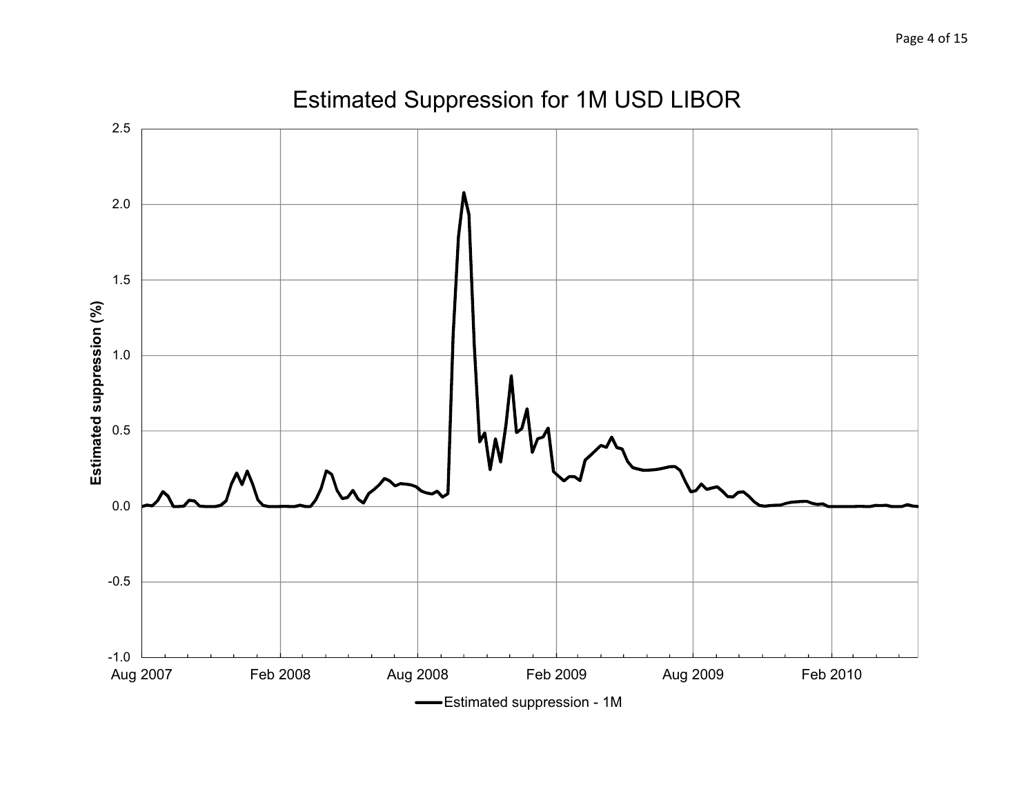Estimated Suppression for 1M USD LIBOR

Estimated suppression (%)

Estimated suppression - 1M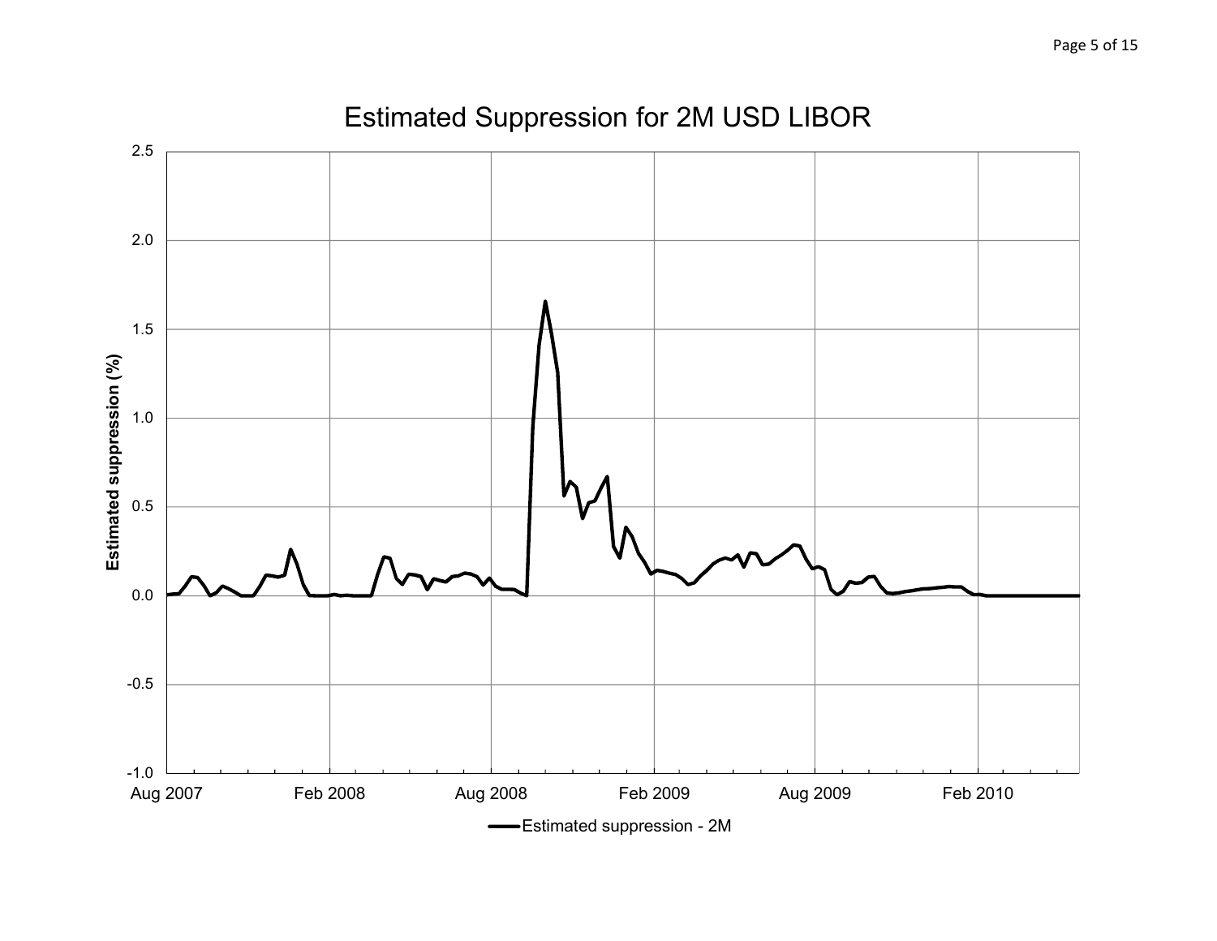# Estimated Suppression for 2M USD LIBOR

Estimated suppression (%)

2.5
2.0
1.5
1.0
0.5
0.0
-0.5
-1.0

Aug 2007 | Feb 2008 | Aug 2008 | Feb 2009 | Aug 2009 | Feb 2010

Estimated suppression - 2M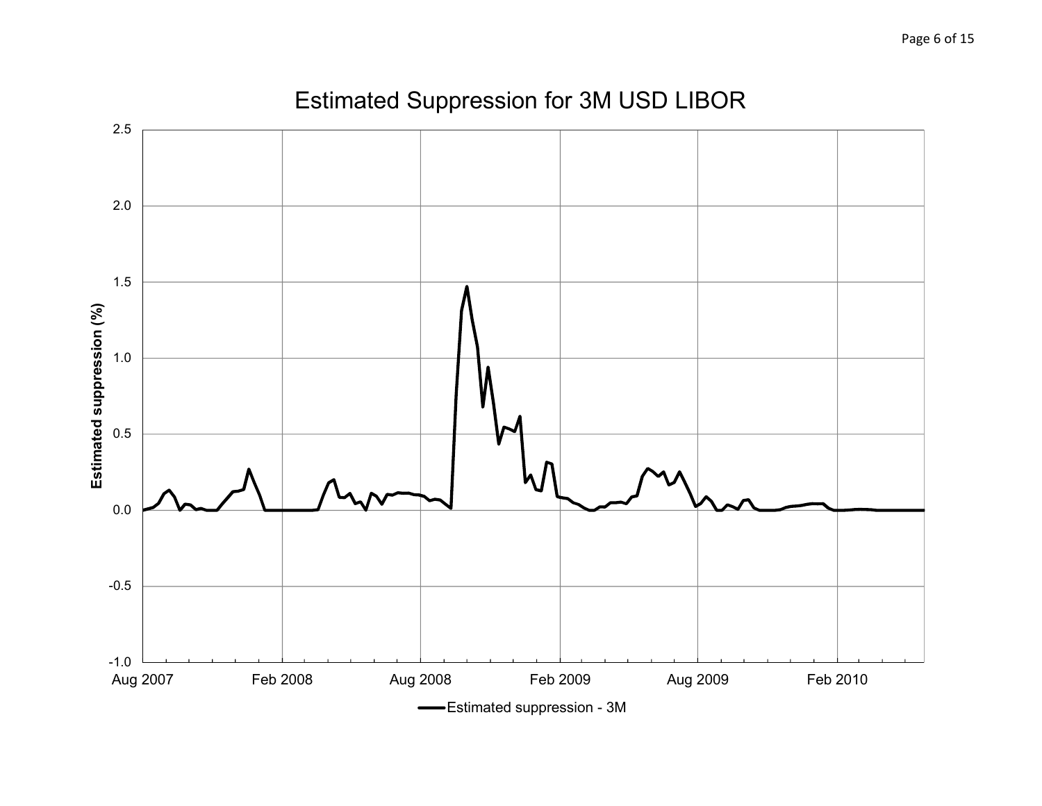## Estimated Suppression for 3M USD LIBOR

Estimated suppression (%)

2.5
2.0
1.5
1.0
0.5
0.0
-0.5
-1.0

Aug 2007 | Feb 2008 | Aug 2008 | Feb 2009 | Aug 2009 | Feb 2010

Estimated suppression - 3M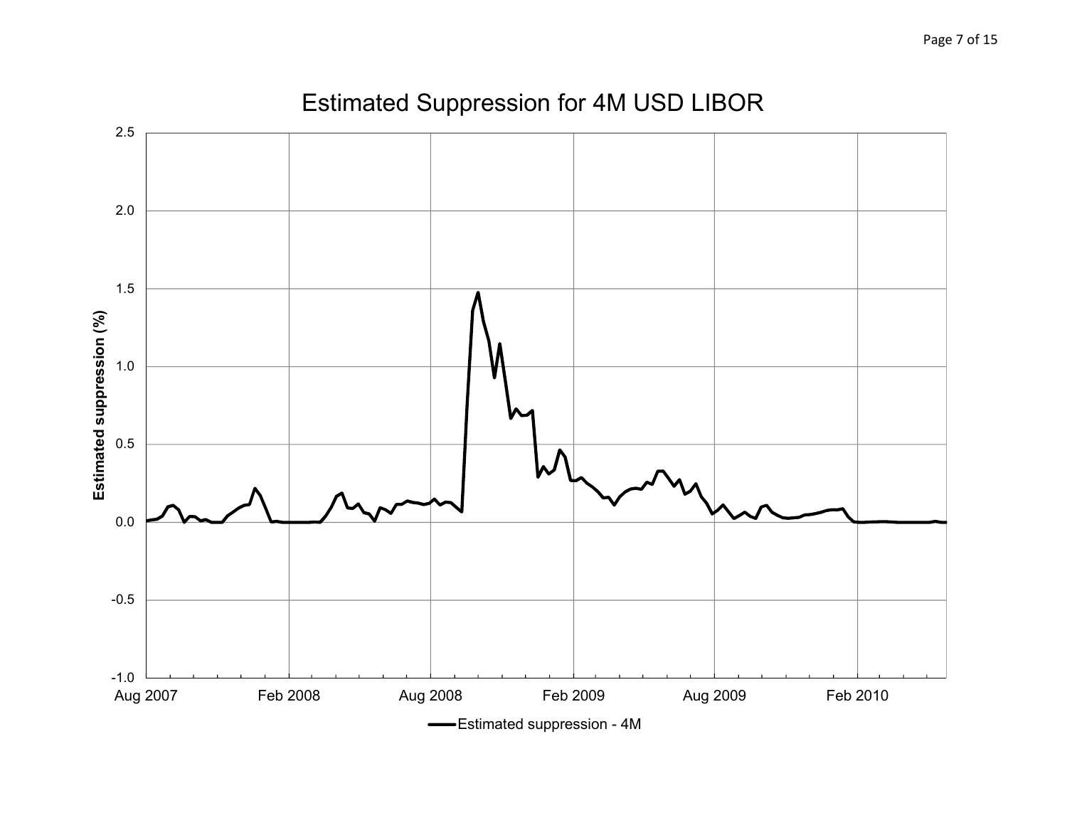Estimated Suppression for 4M USD LIBOR

Estimated suppression (%)

2.5
2.0
1.5
1.0
0.5
0.0
-0.5
-1.0

Aug 2007 | Feb 2008 | Aug 2008 | Feb 2009 | Aug 2009 | Feb 2010

Estimated suppression - 4M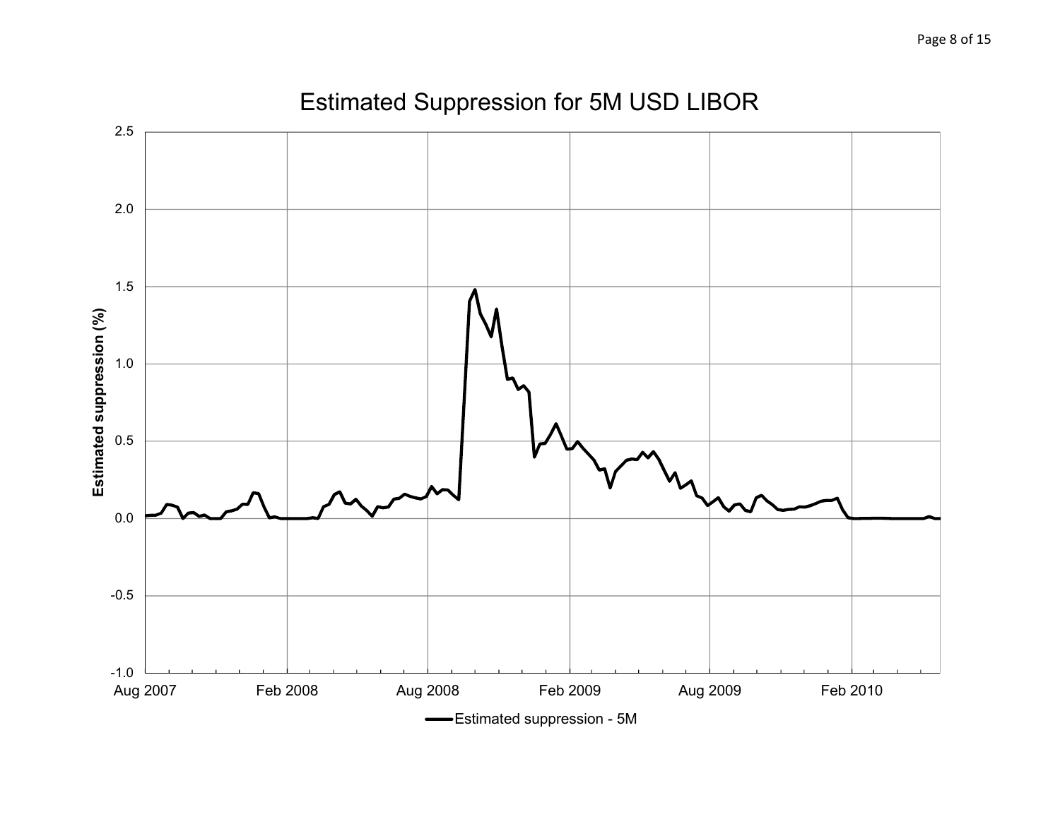Estimated Suppression for 5M USD LIBOR

Estimated suppression (%)

2.5

2.0

1.5

1.0

0.5

0.0

-0.5

-1.0

Aug 2007 | Feb 2008 | Aug 2008 | Feb 2009 | Aug 2009 | Feb 2010

Estimated suppression - 5M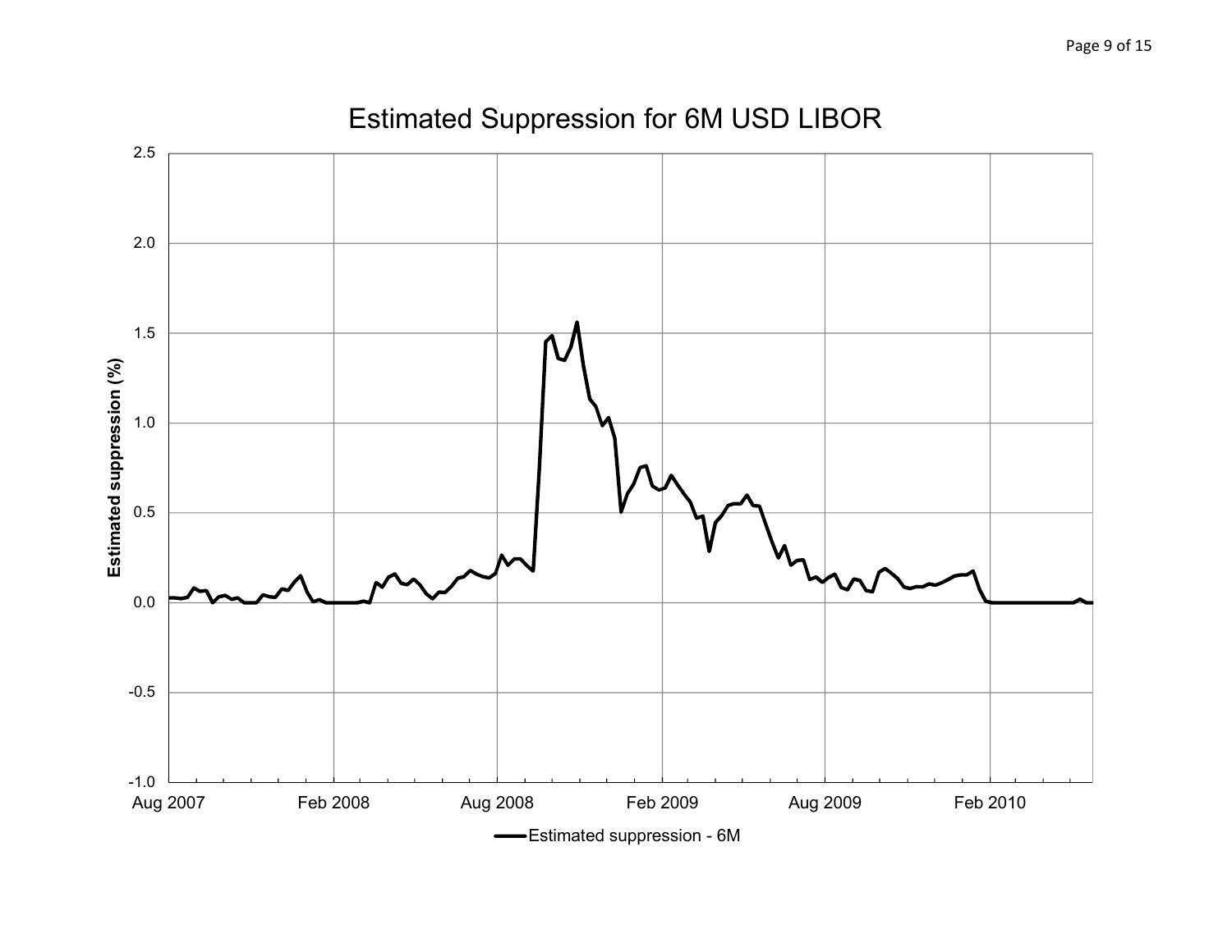## Estimated Suppression for 6M USD LIBOR

Estimated suppression (%)

2.5
2.0
1.5
1.0
0.5
0.0
-0.5
-1.0

Aug 2007 | Feb 2008 | Aug 2008 | Feb 2009 | Aug 2009 | Feb 2010

Estimated suppression - 6M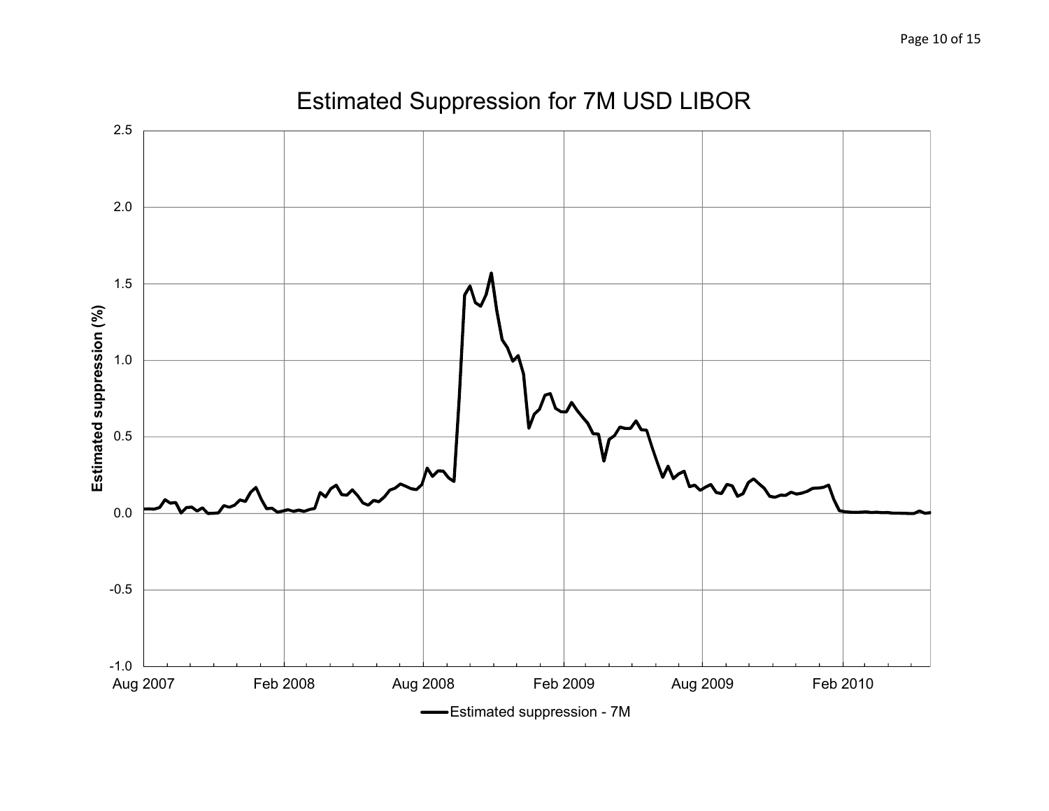# Estimated Suppression for 7M USD LIBOR

Estimated suppression (%)

2.5
2.0
1.5
1.0
0.5
0.0
-0.5
-1.0

Aug 2007 | Feb 2008 | Aug 2008 | Feb 2009 | Aug 2009 | Feb 2010

Estimated suppression - 7M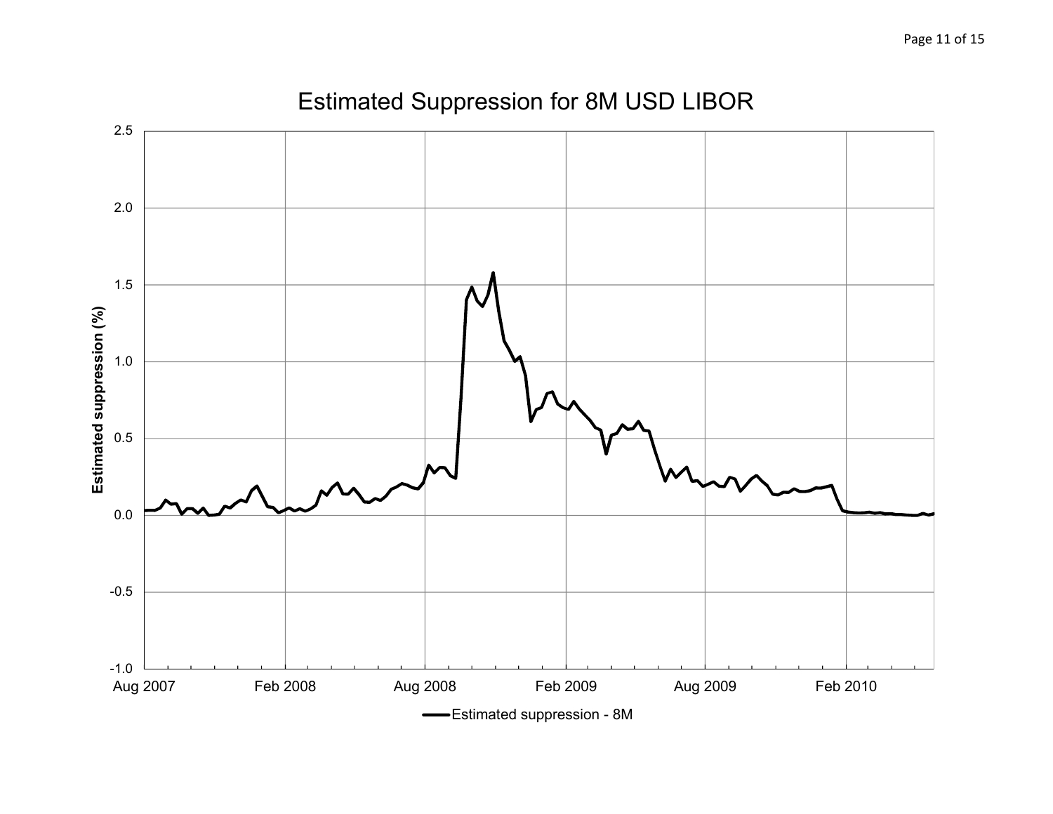# Estimated Suppression for 8M USD LIBOR

Estimated suppression (%)

2.5
2.0
1.5
1.0
0.5
0.0
-0.5
-1.0

Aug 2007 | Feb 2008 | Aug 2008 | Feb 2009 | Aug 2009 | Feb 2010

Estimated suppression - 8M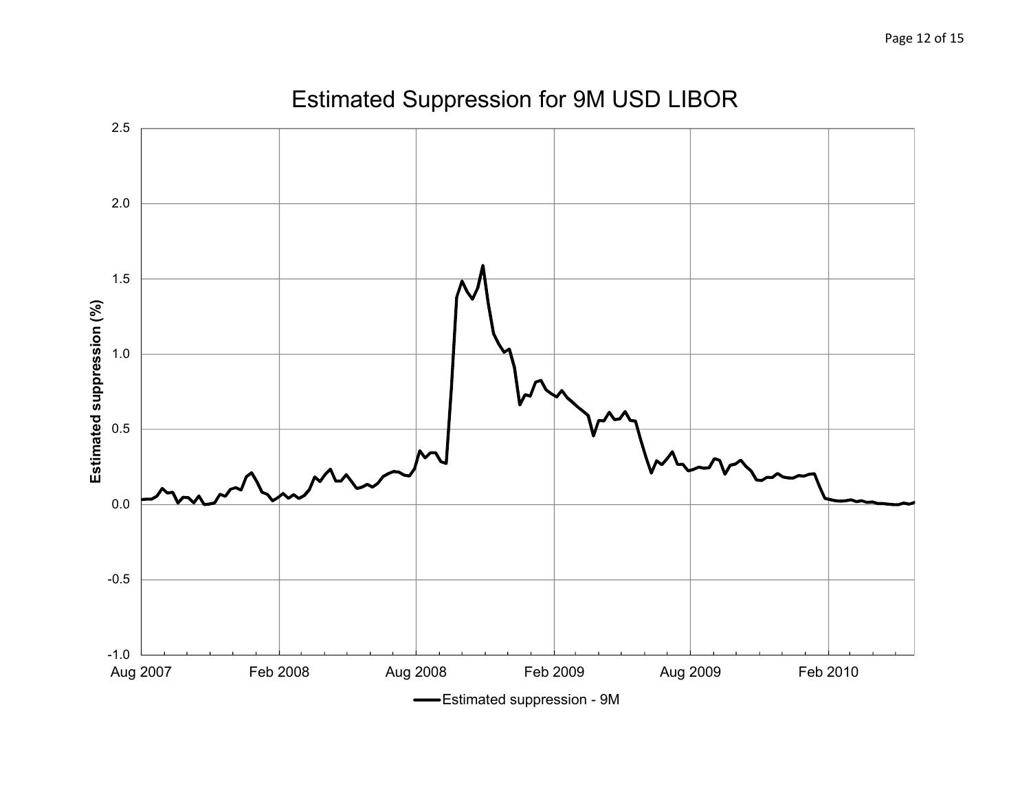## Estimated Suppression for 9M USD LIBOR

Estimated suppression (%)

2.5
2.0
1.5
1.0
0.5
0.0
-0.5
-1.0

Aug 2007 | Feb 2008 | Aug 2008 | Feb 2009 | Aug 2009 | Feb 2010

Estimated suppression - 9M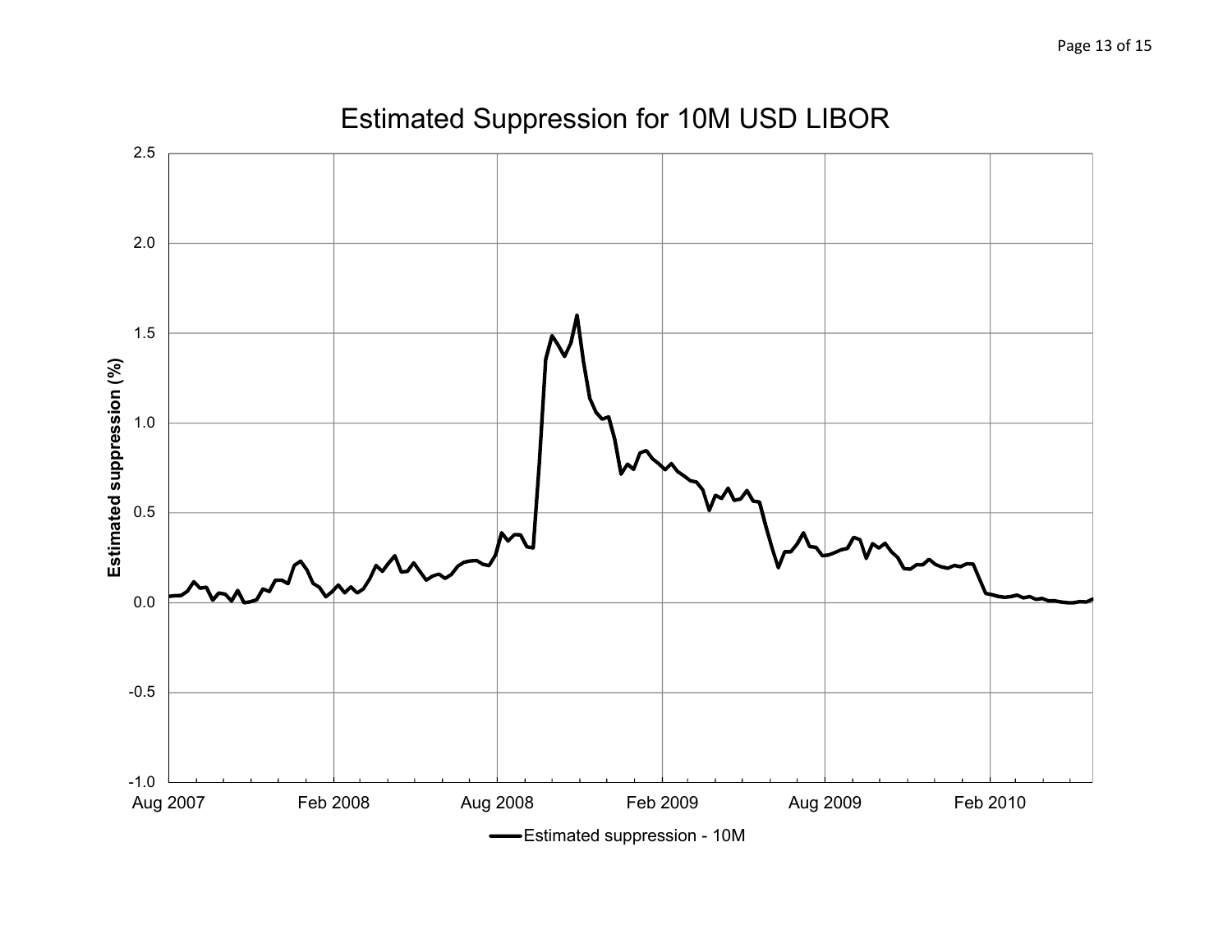## Estimated Suppression for 10M USD LIBOR

Estimated suppression (%)

2.5
2.0
1.5
1.0
0.5
0.0
-0.5
-1.0

Aug 2007 | Feb 2008 | Aug 2008 | Feb 2009 | Aug 2009 | Feb 2010

Estimated suppression - 10M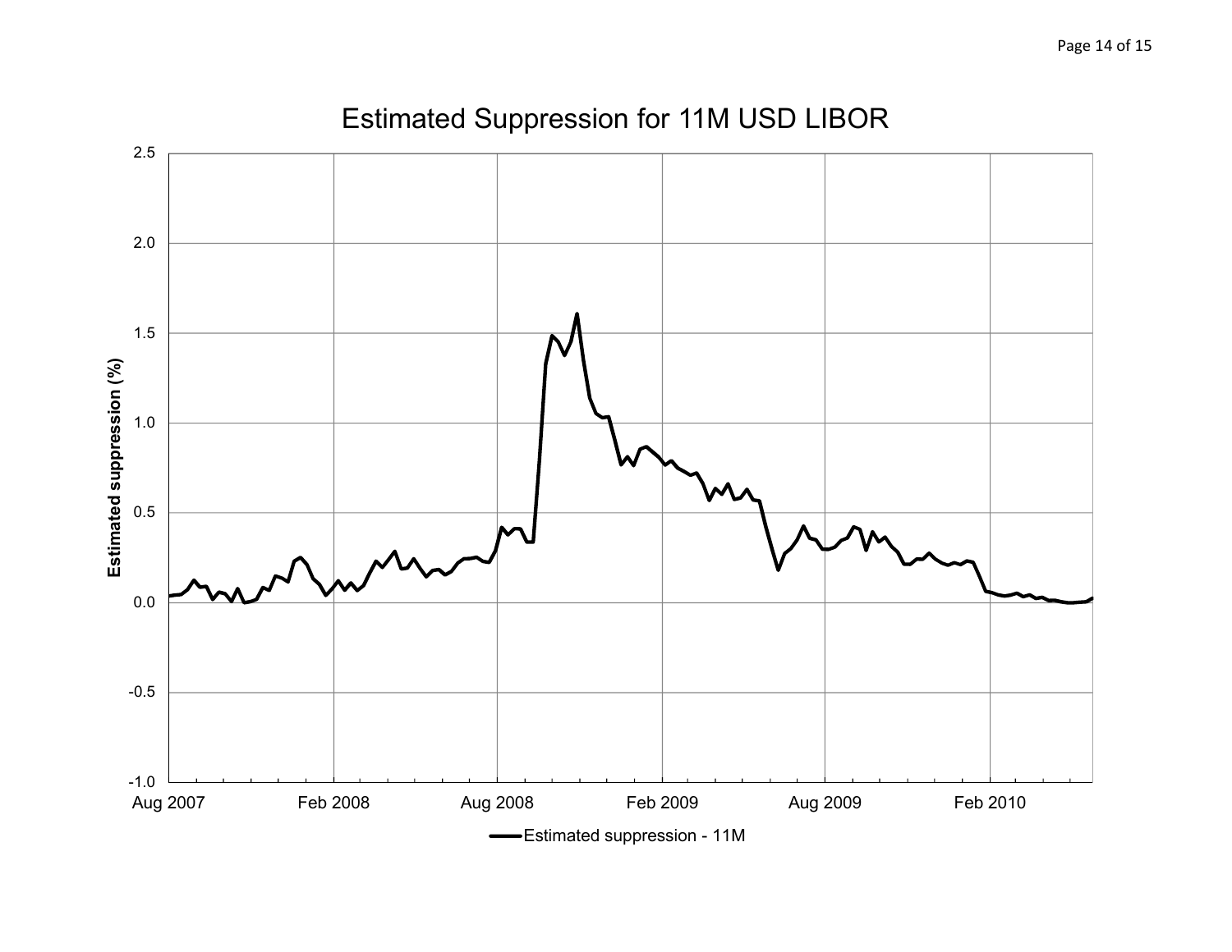## Estimated Suppression for 11M USD LIBOR

Estimated suppression (%)

2.5
2.0
1.5
1.0
0.5
0.0
-0.5
-1.0

Aug 2007 | Feb 2008 | Aug 2008 | Feb 2009 | Aug 2009 | Feb 2010

Estimated suppression - 11M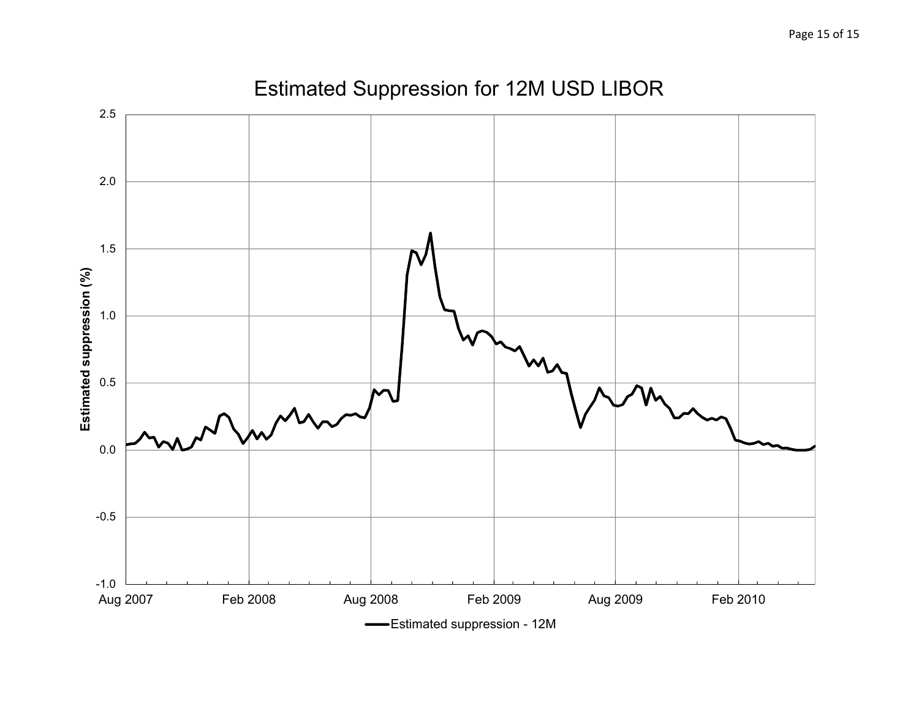Estimated Suppression for 12M USD LIBOR

Estimated suppression (%)

2.5
2.0
1.5
1.0
0.5
0.0
-0.5
-1.0

Aug 2007
Feb 2008
Aug 2008
Feb 2009
Aug 2009
Feb 2010

Estimated suppression - 12M